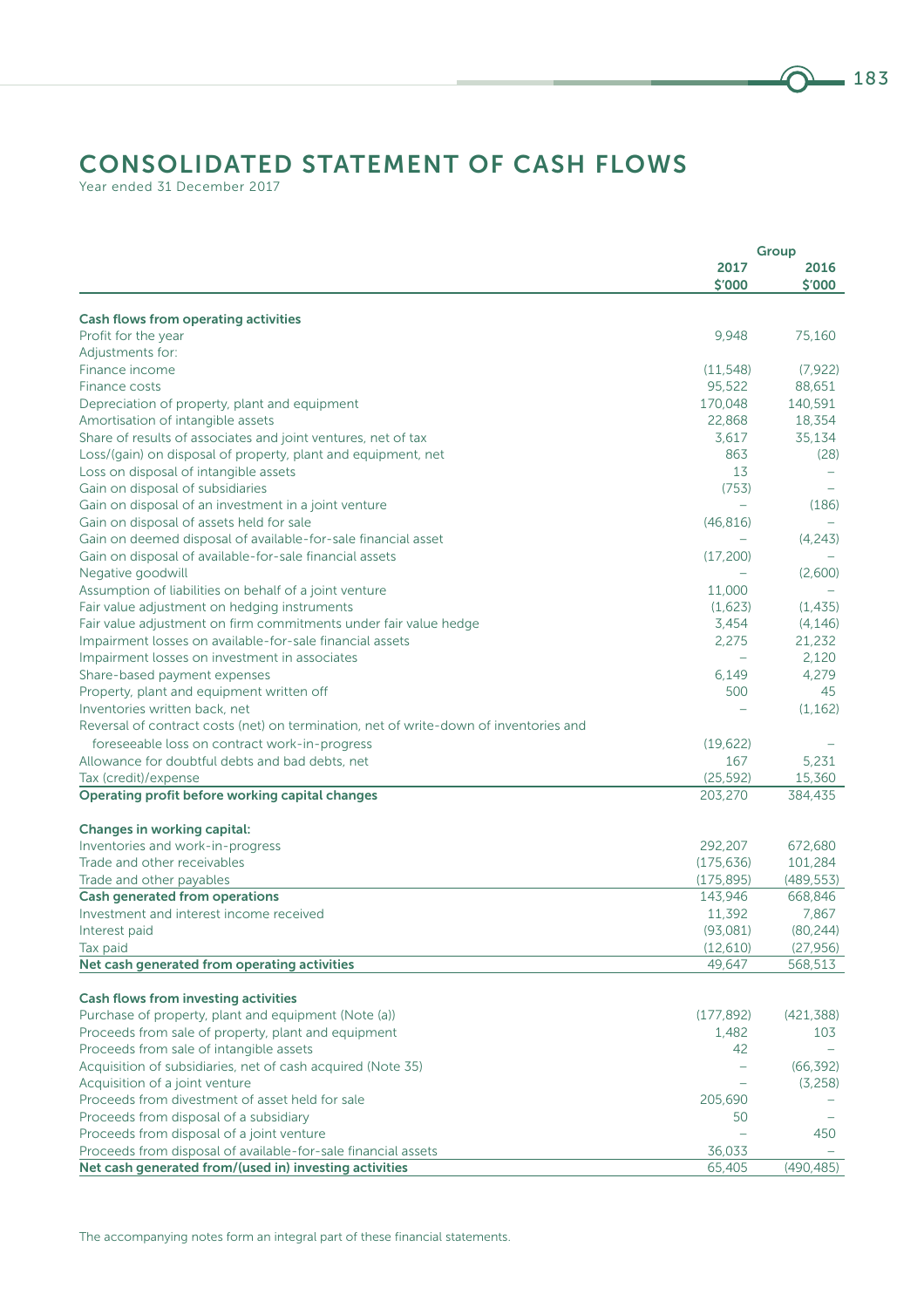# CONSOLIDATED STATEMENT OF CASH FLOWS

Year ended 31 December 2017

| | Group | |
|---|---|---|
| | 2017 | 2016 |
| | $'000 | $'000 |
| **Cash flows from operating activities** | | |
| Profit for the year | 9,948 | 75,160 |
| Adjustments for: | | |
| Finance income | (11,548) | (7,922) |
| Finance costs | 95,522 | 88,651 |
| Depreciation of property, plant and equipment | 170,048 | 140,591 |
| Amortisation of intangible assets | 22,868 | 18,354 |
| Share of results of associates and joint ventures, net of tax | 3,617 | 35,134 |
| Loss/(gain) on disposal of property, plant and equipment, net | 863 | (28) |
| Loss on disposal of intangible assets | 13 | – |
| Gain on disposal of subsidiaries | (753) | – |
| Gain on disposal of an investment in a joint venture | – | (186) |
| Gain on disposal of assets held for sale | (46,816) | – |
| Gain on deemed disposal of available-for-sale financial asset | – | (4,243) |
| Gain on disposal of available-for-sale financial assets | (17,200) | – |
| Negative goodwill | – | (2,600) |
| Assumption of liabilities on behalf of a joint venture | 11,000 | – |
| Fair value adjustment on hedging instruments | (1,623) | (1,435) |
| Fair value adjustment on firm commitments under fair value hedge | 3,454 | (4,146) |
| Impairment losses on available-for-sale financial assets | 2,275 | 21,232 |
| Impairment losses on investment in associates | – | 2,120 |
| Share-based payment expenses | 6,149 | 4,279 |
| Property, plant and equipment written off | 500 | 45 |
| Inventories written back, net | – | (1,162) |
| Reversal of contract costs (net) on termination, net of write-down of inventories and foreseeable loss on contract work-in-progress | (19,622) | – |
| Allowance for doubtful debts and bad debts, net | 167 | 5,231 |
| Tax (credit)/expense | (25,592) | 15,360 |
| **Operating profit before working capital changes** | 203,270 | 384,435 |
| | | |
| **Changes in working capital:** | | |
| Inventories and work-in-progress | 292,207 | 672,680 |
| Trade and other receivables | (175,636) | 101,284 |
| Trade and other payables | (175,895) | (489,553) |
| **Cash generated from operations** | 143,946 | 668,846 |
| Investment and interest income received | 11,392 | 7,867 |
| Interest paid | (93,081) | (80,244) |
| Tax paid | (12,610) | (27,956) |
| **Net cash generated from operating activities** | 49,647 | 568,513 |
| | | |
| **Cash flows from investing activities** | | |
| Purchase of property, plant and equipment (Note (a)) | (177,892) | (421,388) |
| Proceeds from sale of property, plant and equipment | 1,482 | 103 |
| Proceeds from sale of intangible assets | 42 | – |
| Acquisition of subsidiaries, net of cash acquired (Note 35) | – | (66,392) |
| Acquisition of a joint venture | – | (3,258) |
| Proceeds from divestment of asset held for sale | 205,690 | – |
| Proceeds from disposal of a subsidiary | 50 | – |
| Proceeds from disposal of a joint venture | – | 450 |
| Proceeds from disposal of available-for-sale financial assets | 36,033 | – |
| **Net cash generated from/(used in) investing activities** | 65,405 | (490,485) |

The accompanying notes form an integral part of these financial statements.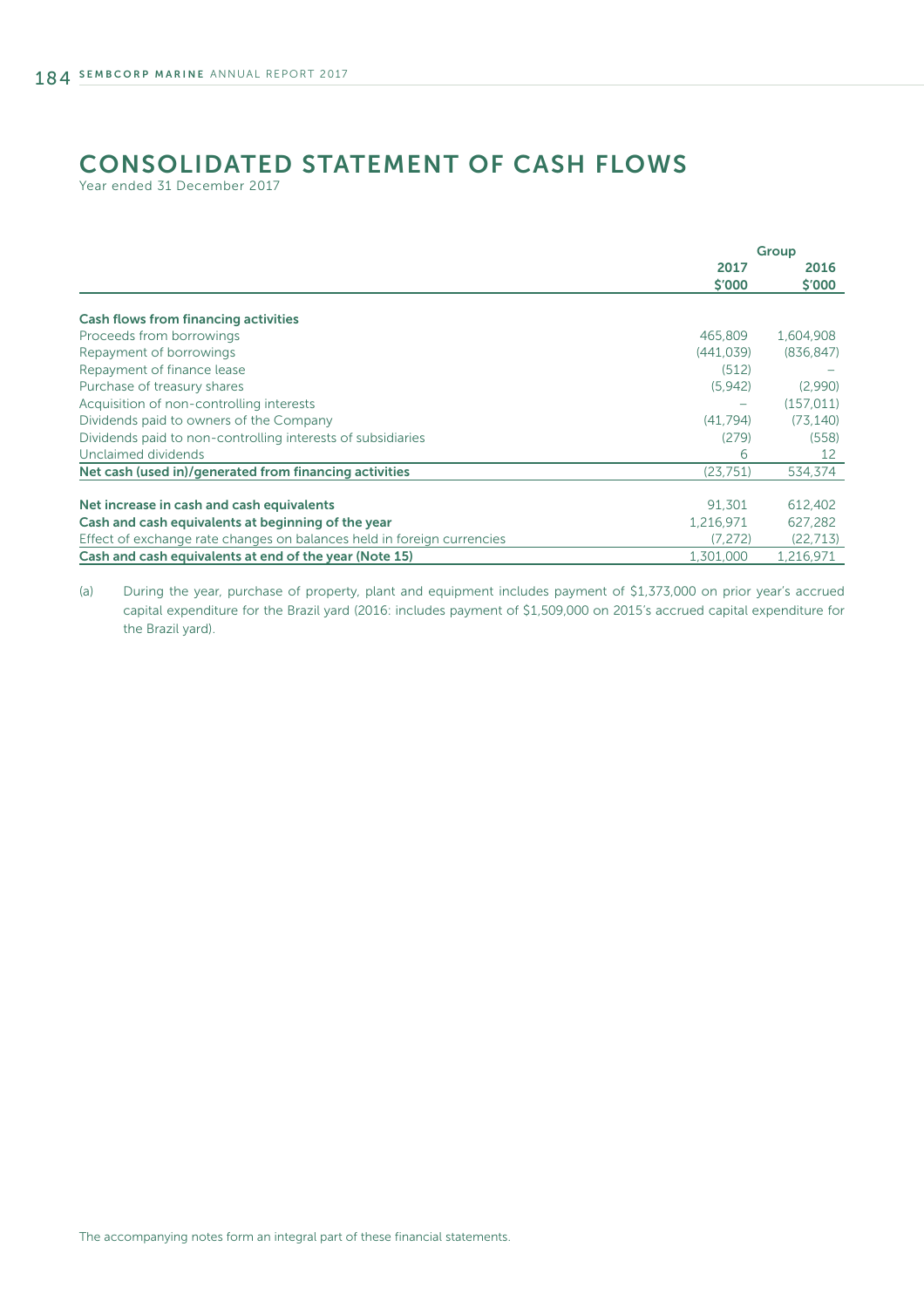# CONSOLIDATED STATEMENT OF CASH FLOWS

Year ended 31 December 2017

| | Group | |
|---|---|---|
| | 2017 | 2016 |
| | $'000 | $'000 |
| **Cash flows from financing activities** | | |
| Proceeds from borrowings | 465,809 | 1,604,908 |
| Repayment of borrowings | (441,039) | (836,847) |
| Repayment of finance lease | (512) | – |
| Purchase of treasury shares | (5,942) | (2,990) |
| Acquisition of non-controlling interests | – | (157,011) |
| Dividends paid to owners of the Company | (41,794) | (73,140) |
| Dividends paid to non-controlling interests of subsidiaries | (279) | (558) |
| Unclaimed dividends | 6 | 12 |
| **Net cash (used in)/generated from financing activities** | (23,751) | 534,374 |
| | | |
| **Net increase in cash and cash equivalents** | 91,301 | 612,402 |
| **Cash and cash equivalents at beginning of the year** | 1,216,971 | 627,282 |
| Effect of exchange rate changes on balances held in foreign currencies | (7,272) | (22,713) |
| **Cash and cash equivalents at end of the year (Note 15)** | 1,301,000 | 1,216,971 |

(a) During the year, purchase of property, plant and equipment includes payment of $1,373,000 on prior year's accrued capital expenditure for the Brazil yard (2016: includes payment of $1,509,000 on 2015's accrued capital expenditure for the Brazil yard).

The accompanying notes form an integral part of these financial statements.